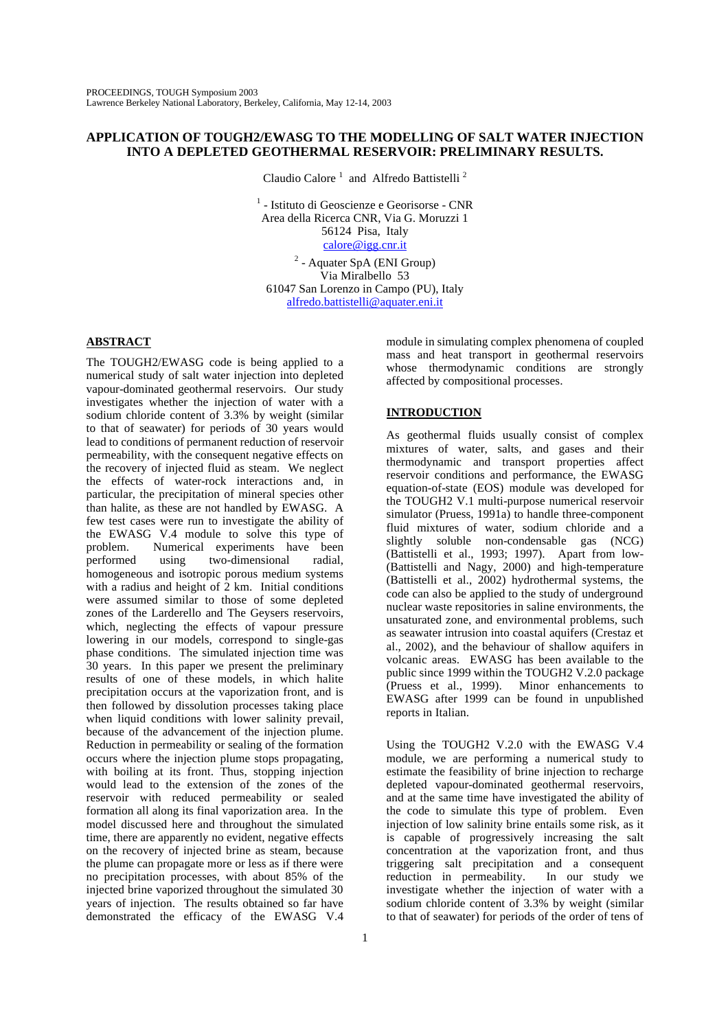# APPLICATION OF TOUGH2/EWASG TO THE MODELLING OF SALT WATER INJECTION INTO A DEPLETED GEOTHERMAL RESERVOIR: PRELIMINARY RESULTS.

Claudio Calore [1] and Alfredo Battistelli [2]

[1] - Istituto di Geoscienze e Georisorse - CNR
Area della Ricerca CNR, Via G. Moruzzi 1
56124 Pisa, Italy
calore@igg.cnr.it

[2] - Aquater SpA (ENI Group)
Via Miralbello 53
61047 San Lorenzo in Campo (PU), Italy
alfredo.battistelli@aquater.eni.it

## ABSTRACT

The TOUGH2/EWASG code is being applied to a numerical study of salt water injection into depleted vapour-dominated geothermal reservoirs. Our study investigates whether the injection of water with a sodium chloride content of 3.3% by weight (similar to that of seawater) for periods of 30 years would lead to conditions of permanent reduction of reservoir permeability, with the consequent negative effects on the recovery of injected fluid as steam. We neglect the effects of water-rock interactions and, in particular, the precipitation of mineral species other than halite, as these are not handled by EWASG. A few test cases were run to investigate the ability of the EWASG V.4 module to solve this type of problem. Numerical experiments have been performed using two-dimensional radial, homogeneous and isotropic porous medium systems with a radius and height of 2 km. Initial conditions were assumed similar to those of some depleted zones of the Larderello and The Geysers reservoirs, which, neglecting the effects of vapour pressure lowering in our models, correspond to single-gas phase conditions. The simulated injection time was 30 years. In this paper we present the preliminary results of one of these models, in which halite precipitation occurs at the vaporization front, and is then followed by dissolution processes taking place when liquid conditions with lower salinity prevail, because of the advancement of the injection plume. Reduction in permeability or sealing of the formation occurs where the injection plume stops propagating, with boiling at its front. Thus, stopping injection would lead to the extension of the zones of the reservoir with reduced permeability or sealed formation all along its final vaporization area. In the model discussed here and throughout the simulated time, there are apparently no evident, negative effects on the recovery of injected brine as steam, because the plume can propagate more or less as if there were no precipitation processes, with about 85% of the injected brine vaporized throughout the simulated 30 years of injection. The results obtained so far have demonstrated the efficacy of the EWASG V.4 module in simulating complex phenomena of coupled mass and heat transport in geothermal reservoirs whose thermodynamic conditions are strongly affected by compositional processes.

## INTRODUCTION

As geothermal fluids usually consist of complex mixtures of water, gases and salts, and their thermodynamic and transport properties affect reservoir conditions and performance, the EWASG equation-of-state (EOS) module was developed for the TOUGH2 V.1 multi-purpose numerical reservoir simulator (Pruess, 1991a) to handle three-component fluid mixtures of water, sodium chloride and a slightly soluble non-condensable gas (NCG) (Battistelli et al., 1993; 1997). Apart from low- (Battistelli and Nagy, 2000) and high-temperature (Battistelli et al., 2002) hydrothermal systems, the code can also be applied to the study of underground nuclear waste repositories in saline environments, the unsaturated zone, and environmental problems, such as seawater intrusion into coastal aquifers (Crestaz et al., 2002), and the behaviour of shallow aquifers in volcanic areas. EWASG has been available to the public since 1999 within the TOUGH2 V.2.0 package (Pruess et al., 1999). Minor enhancements to EWASG after 1999 can be found in unpublished reports in Italian.

Using the TOUGH2 V.2.0 with the EWASG V.4 module, we are performing a numerical study to estimate the feasibility of brine injection to recharge depleted vapour-dominated geothermal reservoirs, and at the same time have investigated the ability of the code to simulate this type of problem. Even injection of low salinity brine entails some risk, as it is capable of progressively increasing the salt concentration at the vaporization front, and thus triggering salt precipitation and a consequent reduction in permeability. In our study we investigate whether the injection of water with a sodium chloride content of 3.3% by weight (similar to that of seawater) for periods of the order of tens of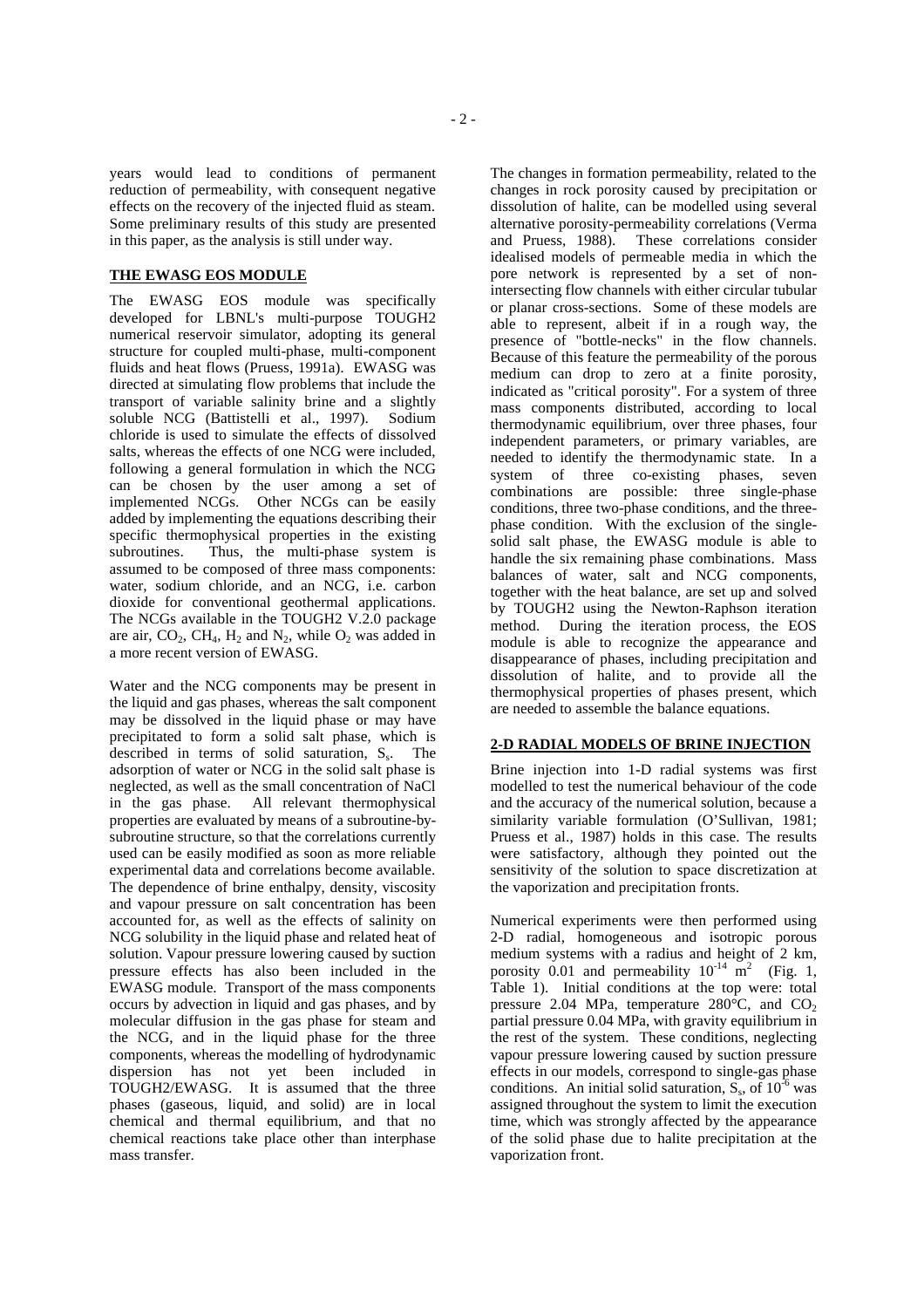years would lead to conditions of permanent reduction of permeability, with consequent negative effects on the recovery of the injected fluid as steam. Some preliminary results of this study are presented in this paper, as the analysis is still under way.

## THE EWASG EOS MODULE

The EWASG EOS module was specifically developed for LBNL's multi-purpose TOUGH2 numerical reservoir simulator, adopting its general structure for coupled multi-phase, multi-component fluids and heat flows (Pruess, 1991a). EWASG was directed at simulating flow problems that include the transport of variable salinity brine and a slightly soluble NCG (Battistelli et al., 1997). Sodium chloride is used to simulate the effects of dissolved salts, whereas the effects of one NCG were included, following a general formulation in which the NCG can be chosen by the user among a set of implemented NCGs. Other NCGs can be easily added by implementing the equations describing their specific thermophysical properties in the existing subroutines. Thus, the multi-phase system is assumed to be composed of three mass components: water, sodium chloride, and an NCG, i.e. carbon dioxide for conventional geothermal applications. The NCGs available in the TOUGH2 V.2.0 package are air, $CO_2$, $CH_4$, $H_2$ and $N_2$, while $O_2$ was added in a more recent version of EWASG.

Water and the NCG components may be present in the liquid and gas phases, whereas the salt component may be dissolved in the liquid phase or may have precipitated to form a solid salt phase, which is described in terms of solid saturation, $S_s$. The adsorption of water or NCG in the solid salt phase is neglected, as well as the small concentration of NaCl in the gas phase. All relevant thermophysical properties are evaluated by means of a subroutine-by-subroutine structure, so that the correlations currently used can be easily modified as soon as more reliable experimental data and correlations become available. The dependence of brine enthalpy, density, viscosity and vapour pressure on salt concentration has been accounted for, as well as the effects of salinity on NCG solubility in the liquid phase and related heat of solution. Vapour pressure lowering caused by suction pressure effects has also been included in the EWASG module. Transport of the mass components occurs by advection in liquid and gas phases, and by molecular diffusion in the gas phase for steam and the NCG, and in the liquid phase for the three components, whereas the modelling of hydrodynamic dispersion has not yet been included in TOUGH2/EWASG. It is assumed that the three phases (gaseous, liquid, and solid) are in local chemical and thermal equilibrium, and that no chemical reactions take place other than interphase mass transfer.

The changes in formation permeability, related to the changes in rock porosity caused by precipitation or dissolution of halite, can be modelled using several alternative porosity-permeability correlations (Verma and Pruess, 1988). These correlations consider idealised models of permeable media in which the pore network is represented by a set of non-intersecting flow channels with either circular tubular or planar cross-sections. Some of these models are able to represent, albeit if in a rough way, the presence of "bottle-necks" in the flow channels. Because of this feature the permeability of the porous medium can drop to zero at a finite porosity, indicated as "critical porosity". For a system of three mass components distributed, according to local thermodynamic equilibrium, over three phases, four independent parameters, or primary variables, are needed to identify the thermodynamic state. In a system of three co-existing phases, seven combinations are possible: three single-phase conditions, three two-phase conditions, and the three-phase condition. With the exclusion of the single-solid salt phase, the EWASG module is able to handle the six remaining phase combinations. Mass balances of water, salt and NCG components, together with the heat balance, are set up and solved by TOUGH2 using the Newton-Raphson iteration method. During the iteration process, the EOS module is able to recognize the appearance and disappearance of phases, including precipitation and dissolution of halite, and to provide all the thermophysical properties of phases present, which are needed to assemble the balance equations.

## 2-D RADIAL MODELS OF BRINE INJECTION

Brine injection into 1-D radial systems was first modelled to test the numerical behaviour of the code and the accuracy of the numerical solution, because a similarity variable formulation (O'Sullivan, 1981; Pruess et al., 1987) holds in this case. The results were satisfactory, although they pointed out the sensitivity of the solution to space discretization at the vaporization and precipitation fronts.

Numerical experiments were then performed using 2-D radial, homogeneous and isotropic porous medium systems with a radius and height of 2 km, porosity 0.01 and permeability $10^{-14}$ m$^2$ (Fig. 1, Table 1). Initial conditions at the top were: total pressure 2.04 MPa, temperature 280°C, and $CO_2$ partial pressure 0.04 MPa, with gravity equilibrium in the rest of the system. These conditions, neglecting vapour pressure lowering caused by suction pressure effects in our models, correspond to single-gas phase conditions. An initial solid saturation, $S_s$, of $10^{-6}$ was assigned throughout the system to limit the execution time, which was strongly affected by the appearance of the solid phase due to halite precipitation at the vaporization front.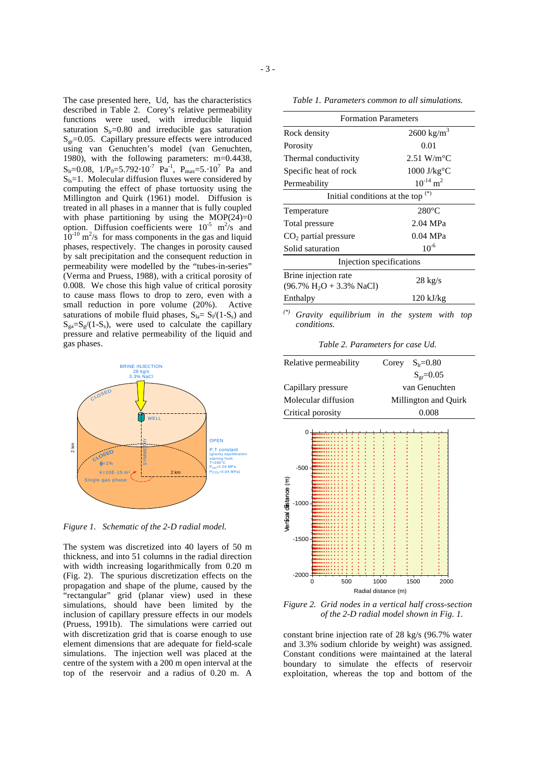The case presented here, Ud, has the characteristics described in Table 2. Corey's relative permeability functions were used, with irreducible liquid saturation $S_{lr}$=0.80 and irreducible gas saturation $S_{gr}$=0.05. Capillary pressure effects were introduced using van Genuchten's model (van Genuchten, 1980), with the following parameters: m=0.4438, $S_{lr}$=0.08, $1/P_0$=5.792·$10^{-7}$ $Pa^{-1}$, $P_{max}$=5.·$10^{7}$ Pa and $S_{ls}$=1. Molecular diffusion fluxes were considered by computing the effect of phase tortuosity using the Millington and Quirk (1961) model. Diffusion is treated in all phases in a manner that is fully coupled with phase partitioning by using the MOP(24)=0 option. Diffusion coefficients were $10^{-5}$ $m^2/s$ and $10^{-10}$ $m^2/s$ for mass components in the gas and liquid phases, respectively. The changes in porosity caused by salt precipitation and the consequent reduction in permeability were modelled by the "tubes-in-series" (Verma and Pruess, 1988), with a critical porosity of 0.008. We chose this high value of critical porosity to cause mass flows to drop to zero, even with a small reduction in pore volume (20%). Active saturations of mobile fluid phases, $S_{la}$= $S_l/(1-S_s)$ and $S_{ga}$=$S_g/(1-S_s)$, were used to calculate the capillary pressure and relative permeability of the liquid and gas phases.

*Figure 1. Schematic of the 2-D radial model.*

The system was discretized into 40 layers of 50 m thickness, and into 51 columns in the radial direction with width increasing logarithmically from 0.20 m (Fig. 2). The spurious discretization effects on the propagation and shape of the plume, caused by the "rectangular" grid (planar view) used in these simulations, should have been limited by the inclusion of capillary pressure effects in our models (Pruess, 1991b). The simulations were carried out with discretization grid that is coarse enough to use element dimensions that are adequate for field-scale simulations. The injection well was placed at the centre of the system with a 200 m open interval at the top of the reservoir and a radius of 0.20 m. A constant brine injection rate of 28 kg/s (96.7% water and 3.3% sodium chloride by weight) was assigned. Constant conditions were maintained at the lateral boundary to simulate the effects of reservoir exploitation, whereas the top and bottom of the

*Table 1. Parameters common to all simulations.*

| Formation Parameters | |
|---|---|
| Rock density | 2600 kg/$m^3$ |
| Porosity | 0.01 |
| Thermal conductivity | 2.51 W/m°C |
| Specific heat of rock | 1000 J/kg°C |
| Permeability | $10^{-14}$ $m^2$ |
| **Initial conditions at the top (*)** | |
| Temperature | 280°C |
| Total pressure | 2.04 MPa |
| $CO_2$ partial pressure | 0.04 MPa |
| Solid saturation | $10^{-6}$ |
| **Injection specifications** | |
| Brine injection rate (96.7% $H_2O$ + 3.3% NaCl) | 28 kg/s |
| Enthalpy | 120 kJ/kg |

(*) *Gravity equilibrium in the system with top conditions.*

*Table 2. Parameters for case Ud.*

| | | |
|---|---|---|
| Relative permeability | Corey | $S_{lr}$=0.80 |
| | | $S_{gr}$=0.05 |
| Capillary pressure | van Genuchten | |
| Molecular diffusion | Millington and Quirk | |
| Critical porosity | 0.008 | |

*Figure 2. Grid nodes in a vertical half cross-section of the 2-D radial model shown in Fig. 1.*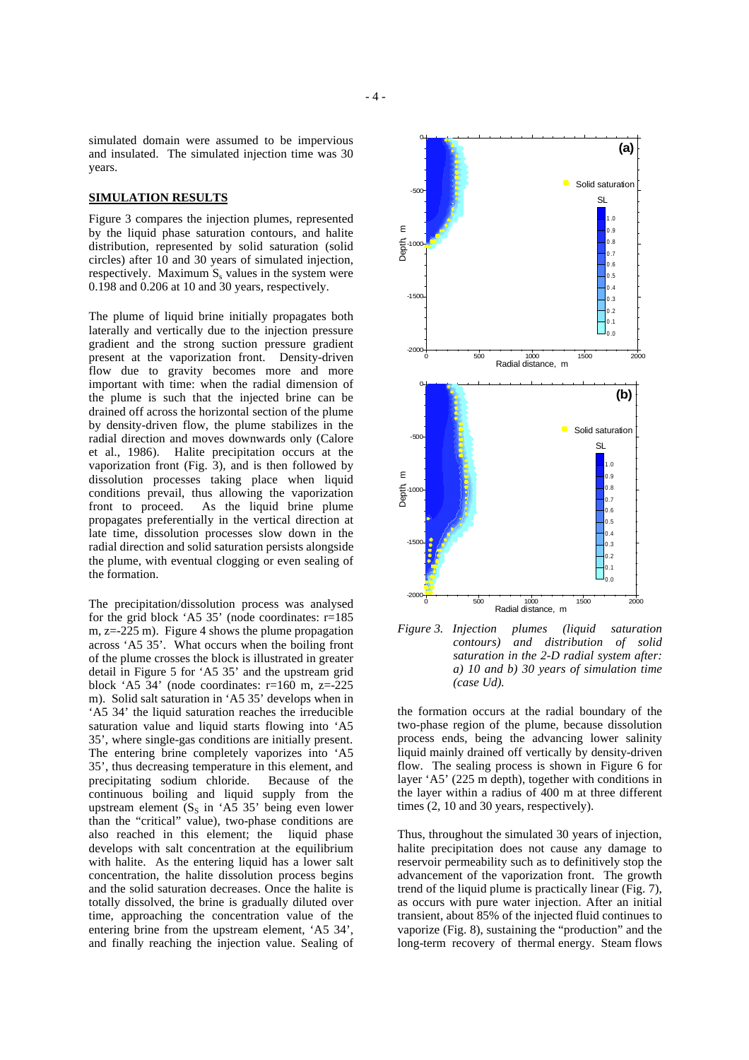simulated domain were assumed to be impervious and insulated. The simulated injection time was 30 years.

## SIMULATION RESULTS

Figure 3 compares the injection plumes, represented by the liquid phase saturation contours, and halite distribution, represented by solid saturation (solid circles) after 10 and 30 years of simulated injection, respectively. Maximum $S_s$ values in the system were 0.198 and 0.206 at 10 and 30 years, respectively.

The plume of liquid brine initially propagates both laterally and vertically due to the injection pressure gradient and the strong suction pressure gradient present at the vaporization front. Density-driven flow due to gravity becomes more and more important with time: when the radial dimension of the plume is such that the injected brine can be drained off across the horizontal section of the plume by density-driven flow, the plume stabilizes in the radial direction and moves downwards only (Calore et al., 1986). Halite precipitation occurs at the vaporization front (Fig. 3), and is then followed by dissolution processes taking place when liquid conditions prevail, thus allowing the vaporization front to proceed. As the liquid brine plume propagates preferentially in the vertical direction at late time, dissolution processes slow down in the radial direction and solid saturation persists alongside the plume, with eventual clogging or even sealing of the formation.

The precipitation/dissolution process was analysed for the grid block 'A5 35' (node coordinates: r=185 m, z=-225 m). Figure 4 shows the plume propagation across 'A5 35'. What occurs when the boiling front of the plume crosses the block is illustrated in greater detail in Figure 5 for 'A5 35' and the upstream grid block 'A5 34' (node coordinates: r=160 m, z=-225 m). Solid salt saturation in 'A5 35' develops when in 'A5 34' the liquid saturation reaches the irreducible saturation value and liquid starts flowing into 'A5 35', where single-gas conditions are initially present. The entering brine completely vaporizes into 'A5 35', thus decreasing temperature in this element, and precipitating sodium chloride. Because of the continuous boiling and liquid supply from the upstream element ($S_S$ in 'A5 35' being even lower than the "critical" value), two-phase conditions are also reached in this element; the liquid phase develops with salt concentration at the equilibrium with halite. As the entering liquid has a lower salt concentration, the halite dissolution process begins and the solid saturation decreases. Once the halite is totally dissolved, the brine is gradually diluted over time, approaching the concentration value of the entering brine from the upstream element, 'A5 34', and finally reaching the injection value. Sealing of the formation occurs at the radial boundary of the two-phase region of the plume, because dissolution process ends, being the advancing lower salinity liquid mainly drained off vertically by density-driven flow. The sealing process is shown in Figure 6 for layer 'A5' (225 m depth), together with conditions in the layer within a radius of 400 m at three different times (2, 10 and 30 years, respectively).

Thus, throughout the simulated 30 years of injection, halite precipitation does not cause any damage to reservoir permeability such as to definitively stop the advancement of the vaporization front. The growth trend of the liquid plume is practically linear (Fig. 7), as occurs with pure water injection. After an initial transient, about 85% of the injected fluid continues to vaporize (Fig. 8), sustaining the "production" and the long-term recovery of thermal energy. Steam flows

*Figure 3. Injection plumes (liquid saturation contours) and distribution of solid saturation in the 2-D radial system after: a) 10 and b) 30 years of simulation time (case Ud).*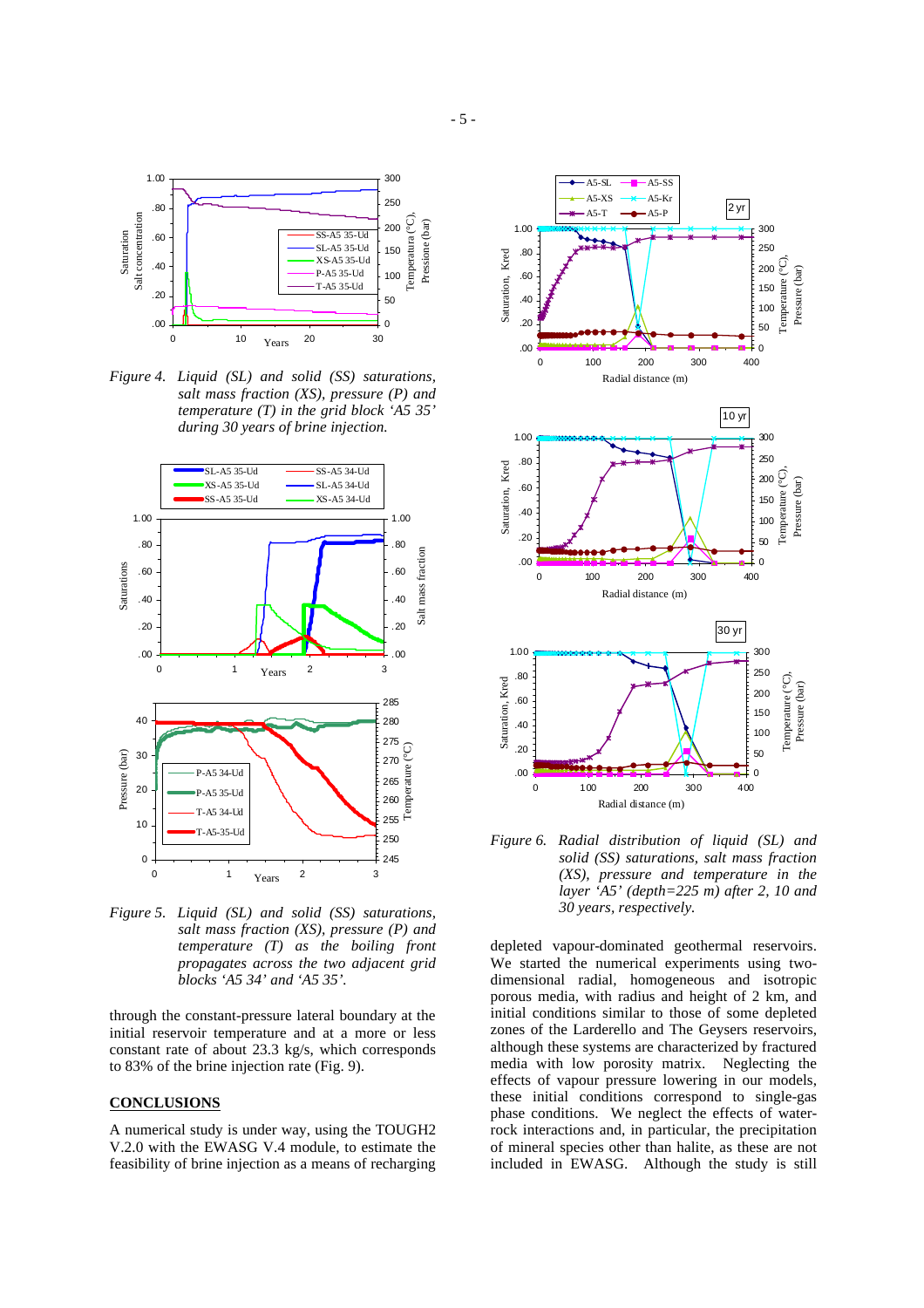*Figure 4. Liquid (SL) and solid (SS) saturations, salt mass fraction (XS), pressure (P) and temperature (T) in the grid block 'A5 35' during 30 years of brine injection.*

*Figure 5. Liquid (SL) and solid (SS) saturations, salt mass fraction (XS), pressure (P) and temperature (T) as the boiling front propagates across the two adjacent grid blocks 'A5 34' and 'A5 35'.*

through the constant-pressure lateral boundary at the initial reservoir temperature and at a more or less constant rate of about 23.3 kg/s, which corresponds to 83% of the brine injection rate (Fig. 9).

## CONCLUSIONS

A numerical study is under way, using the TOUGH2 V.2.0 with the EWASG V.4 module, to estimate the feasibility of brine injection as a means of recharging depleted vapour-dominated geothermal reservoirs. We started the numerical experiments using two-dimensional radial, homogeneous and isotropic porous media, with radius and height of 2 km, and initial conditions similar to those of some depleted zones of the Larderello and The Geysers reservoirs, although these systems are characterized by fractured media with low porosity matrix. Neglecting the effects of vapour pressure lowering in our models, these initial conditions correspond to single-gas phase conditions. We neglect the effects of water-rock interactions and, in particular, the precipitation of mineral species other than halite, as these are not included in EWASG. Although the study is still

*Figure 6. Radial distribution of liquid (SL) and solid (SS) saturations, salt mass fraction (XS), pressure and temperature in the layer 'A5' (depth=225 m) after 2, 10 and 30 years, respectively.*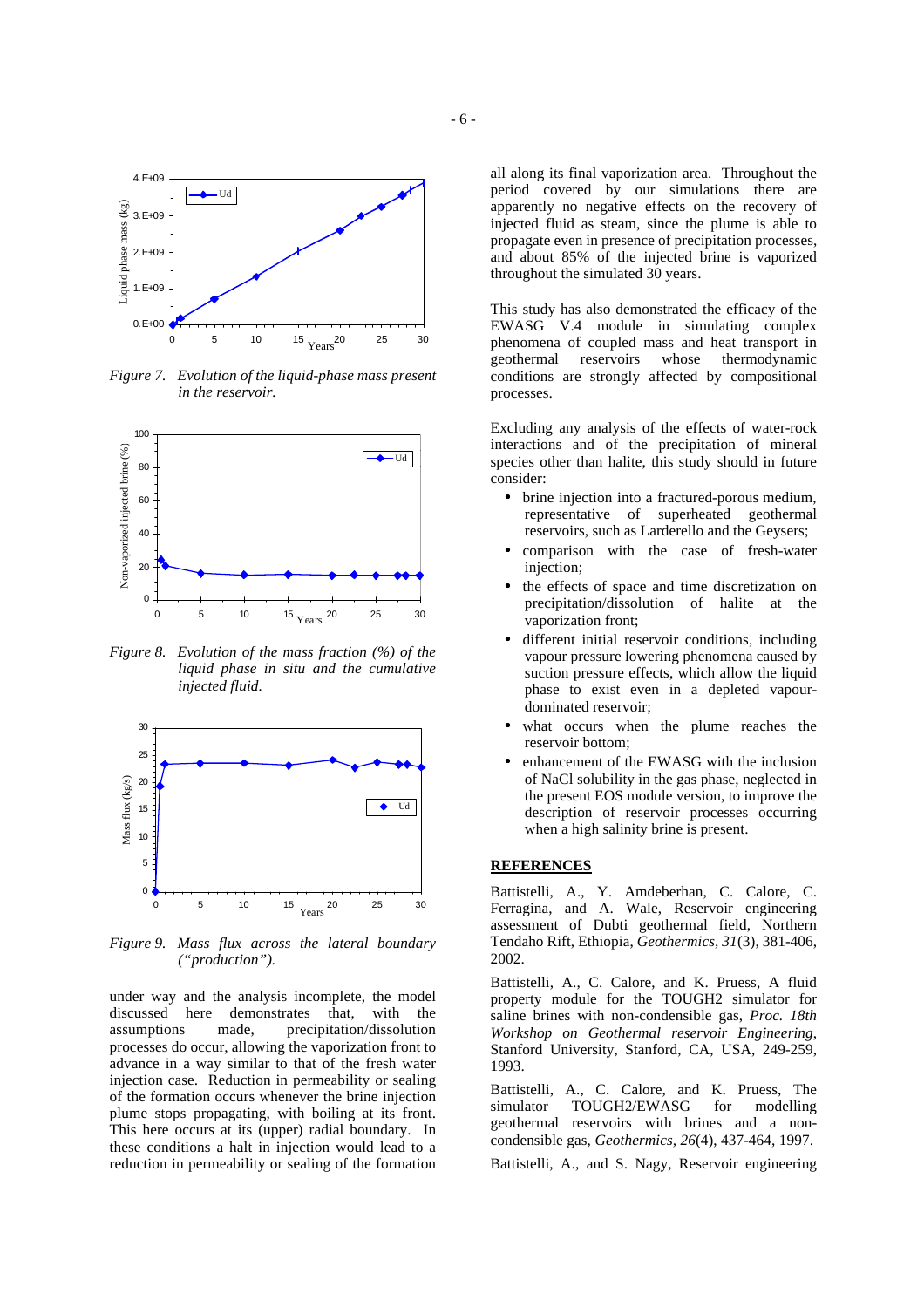*Figure 7. Evolution of the liquid-phase mass present in the reservoir.*

*Figure 8. Evolution of the mass fraction (%) of the liquid phase in situ and the cumulative injected fluid.*

*Figure 9. Mass flux across the lateral boundary ("production").*

under way and the analysis incomplete, the model discussed here demonstrates that, with the assumptions made, precipitation/dissolution processes do occur, allowing the vaporization front to advance in a way similar to that of the fresh water injection case. Reduction in permeability or sealing of the formation occurs whenever the brine injection plume stops propagating, with boiling at its front. This here occurs at its (upper) radial boundary. In these conditions a halt in injection would lead to a reduction in permeability or sealing of the formation all along its final vaporization area. Throughout the period covered by our simulations there are apparently no negative effects on the recovery of injected fluid as steam, since the plume is able to propagate even in presence of precipitation processes, and about 85% of the injected brine is vaporized throughout the simulated 30 years.

This study has also demonstrated the efficacy of the EWASG V.4 module in simulating complex phenomena of coupled mass and heat transport in geothermal reservoirs whose thermodynamic conditions are strongly affected by compositional processes.

Excluding any analysis of the effects of water-rock interactions and of the precipitation of mineral species other than halite, this study should in future consider:

- brine injection into a fractured-porous medium, representative of superheated geothermal reservoirs, such as Larderello and the Geysers;
- comparison with the case of fresh-water injection;
- the effects of space and time discretization on precipitation/dissolution of halite at the vaporization front;
- different initial reservoir conditions, including vapour pressure lowering phenomena caused by suction pressure effects, which allow the liquid phase to exist even in a depleted vapour-dominated reservoir;
- what occurs when the plume reaches the reservoir bottom;
- enhancement of the EWASG with the inclusion of NaCl solubility in the gas phase, neglected in the present EOS module version, to improve the description of reservoir processes occurring when a high salinity brine is present.

## REFERENCES

Battistelli, A., Y. Amdeberhan, C. Calore, C. Ferragina, and A. Wale, Reservoir engineering assessment of Dubti geothermal field, Northern Tendaho Rift, Ethiopia, *Geothermics*, *31*(3), 381-406, 2002.

Battistelli, A., C. Calore, and K. Pruess, A fluid property module for the TOUGH2 simulator for saline brines with non-condensible gas, *Proc. 18th Workshop on Geothermal reservoir Engineering*, Stanford University, Stanford, CA, USA, 249-259, 1993.

Battistelli, A., C. Calore, and K. Pruess, The simulator TOUGH2/EWASG for modelling geothermal reservoirs with brines and a non-condensible gas, *Geothermics*, *26*(4), 437-464, 1997.

Battistelli, A., and S. Nagy, Reservoir engineering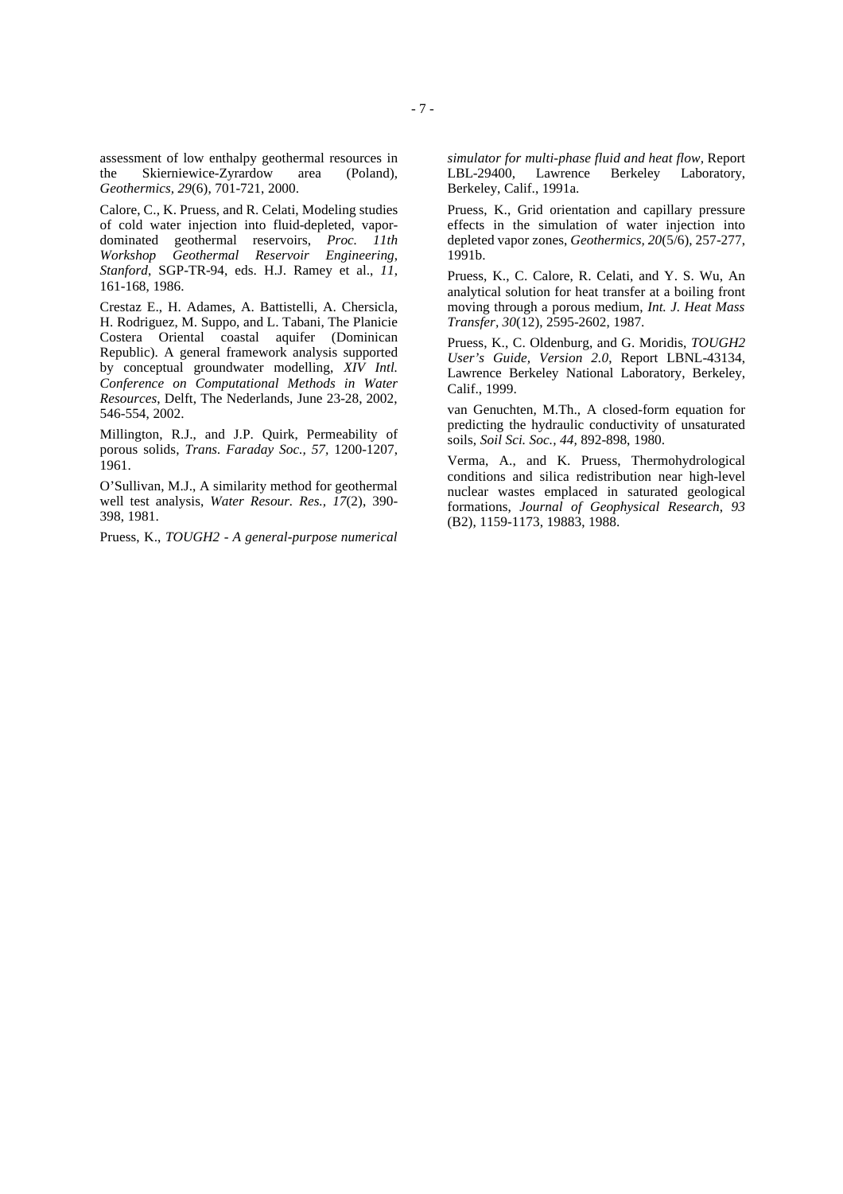assessment of low enthalpy geothermal resources in the Skierniewice-Zyrardow area (Poland), *Geothermics, 29*(6), 701-721, 2000.

Calore, C., K. Pruess, and R. Celati, Modeling studies of cold water injection into fluid-depleted, vapor-dominated geothermal reservoirs, *Proc. 11th Workshop Geothermal Reservoir Engineering, Stanford*, SGP-TR-94, eds. H.J. Ramey et al., *11*, 161-168, 1986.

Crestaz E., H. Adames, A. Battistelli, A. Chersicla, H. Rodriguez, M. Suppo, and L. Tabani, The Planicie Costera Oriental coastal aquifer (Dominican Republic). A general framework analysis supported by conceptual groundwater modelling, *XIV Intl. Conference on Computational Methods in Water Resources*, Delft, The Nederlands, June 23-28, 2002, 546-554, 2002.

Millington, R.J., and J.P. Quirk, Permeability of porous solids, *Trans. Faraday Soc., 57*, 1200-1207, 1961.

O'Sullivan, M.J., A similarity method for geothermal well test analysis, *Water Resour. Res., 17*(2), 390-398, 1981.

Pruess, K., *TOUGH2 - A general-purpose numerical simulator for multi-phase fluid and heat flow*, Report LBL-29400, Lawrence Berkeley Laboratory, Berkeley, Calif., 1991a.

Pruess, K., Grid orientation and capillary pressure effects in the simulation of water injection into depleted vapor zones, *Geothermics, 20*(5/6), 257-277, 1991b.

Pruess, K., C. Calore, R. Celati, and Y. S. Wu, An analytical solution for heat transfer at a boiling front moving through a porous medium, *Int. J. Heat Mass Transfer, 30*(12), 2595-2602, 1987.

Pruess, K., C. Oldenburg, and G. Moridis, *TOUGH2 User's Guide, Version 2.0*, Report LBNL-43134, Lawrence Berkeley National Laboratory, Berkeley, Calif., 1999.

van Genuchten, M.Th., A closed-form equation for predicting the hydraulic conductivity of unsaturated soils, *Soil Sci. Soc., 44*, 892-898, 1980.

Verma, A., and K. Pruess, Thermohydrological conditions and silica redistribution near high-level nuclear wastes emplaced in saturated geological formations, *Journal of Geophysical Research, 93* (B2), 1159-1173, 19883, 1988.